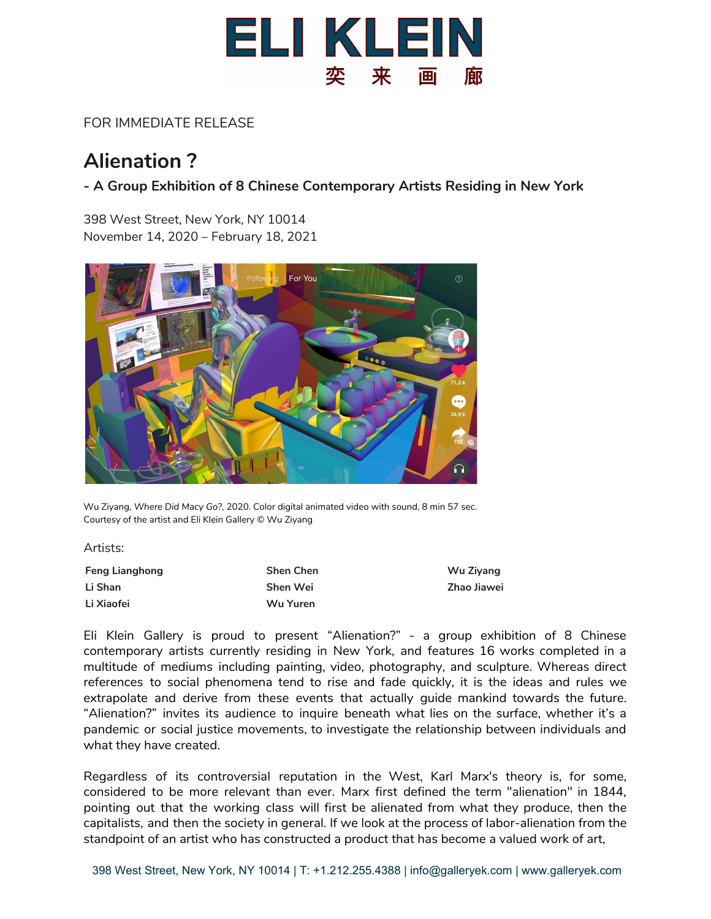ELI KLEIN 奕来画廊

FOR IMMEDIATE RELEASE

# Alienation ?

## - A Group Exhibition of 8 Chinese Contemporary Artists Residing in New York

398 West Street, New York, NY 10014
November 14, 2020 – February 18, 2021

Wu Ziyang, *Where Did Macy Go?*, 2020. Color digital animated video with sound, 8 min 57 sec.
Courtesy of the artist and Eli Klein Gallery © Wu Ziyang

Artists:

**Feng Lianghong**
**Li Shan**
**Li Xiaofei**
**Shen Chen**
**Shen Wei**
**Wu Yuren**
**Wu Ziyang**
**Zhao Jiawei**

Eli Klein Gallery is proud to present "Alienation?" - a group exhibition of 8 Chinese contemporary artists currently residing in New York, and features 16 works completed in a multitude of mediums including painting, video, photography, and sculpture. Whereas direct references to social phenomena tend to rise and fade quickly, it is the ideas and rules we extrapolate and derive from these events that actually guide mankind towards the future. "Alienation?" invites its audience to inquire beneath what lies on the surface, whether it's a pandemic or social justice movements, to investigate the relationship between individuals and what they have created.

Regardless of its controversial reputation in the West, Karl Marx's theory is, for some, considered to be more relevant than ever. Marx first defined the term "alienation" in 1844, pointing out that the working class will first be alienated from what they produce, then the capitalists, and then the society in general. If we look at the process of labor-alienation from the standpoint of an artist who has constructed a product that has become a valued work of art,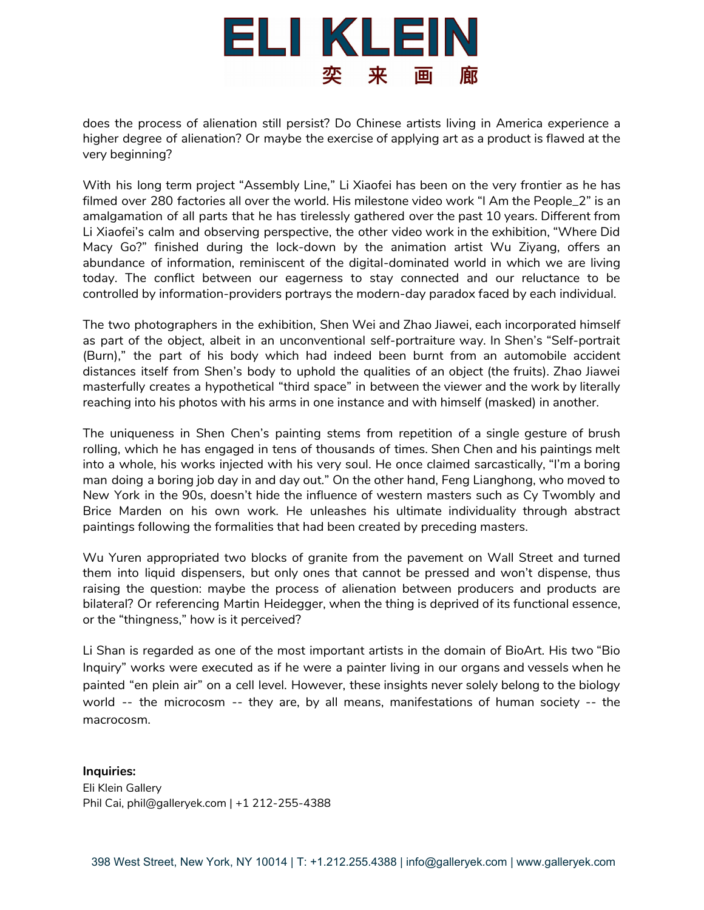does the process of alienation still persist? Do Chinese artists living in America experience a higher degree of alienation? Or maybe the exercise of applying art as a product is flawed at the very beginning?

With his long term project "Assembly Line," Li Xiaofei has been on the very frontier as he has filmed over 280 factories all over the world. His milestone video work "I Am the People_2" is an amalgamation of all parts that he has tirelessly gathered over the past 10 years. Different from Li Xiaofei's calm and observing perspective, the other video work in the exhibition, "Where Did Macy Go?" finished during the lock-down by the animation artist Wu Ziyang, offers an abundance of information, reminiscent of the digital-dominated world in which we are living today. The conflict between our eagerness to stay connected and our reluctance to be controlled by information-providers portrays the modern-day paradox faced by each individual.

The two photographers in the exhibition, Shen Wei and Zhao Jiawei, each incorporated himself as part of the object, albeit in an unconventional self-portraiture way. In Shen's "Self-portrait (Burn)," the part of his body which had indeed been burnt from an automobile accident distances itself from Shen's body to uphold the qualities of an object (the fruits). Zhao Jiawei masterfully creates a hypothetical "third space" in between the viewer and the work by literally reaching into his photos with his arms in one instance and with himself (masked) in another.

The uniqueness in Shen Chen's painting stems from repetition of a single gesture of brush rolling, which he has engaged in tens of thousands of times. Shen Chen and his paintings melt into a whole, his works injected with his very soul. He once claimed sarcastically, "I'm a boring man doing a boring job day in and day out." On the other hand, Feng Lianghong, who moved to New York in the 90s, doesn't hide the influence of western masters such as Cy Twombly and Brice Marden on his own work. He unleashes his ultimate individuality through abstract paintings following the formalities that had been created by preceding masters.

Wu Yuren appropriated two blocks of granite from the pavement on Wall Street and turned them into liquid dispensers, but only ones that cannot be pressed and won't dispense, thus raising the question: maybe the process of alienation between producers and products are bilateral? Or referencing Martin Heidegger, when the thing is deprived of its functional essence, or the "thingness," how is it perceived?

Li Shan is regarded as one of the most important artists in the domain of BioArt. His two "Bio Inquiry" works were executed as if he were a painter living in our organs and vessels when he painted "en plein air" on a cell level. However, these insights never solely belong to the biology world -- the microcosm -- they are, by all means, manifestations of human society -- the macrocosm.

**Inquiries:**
Eli Klein Gallery
Phil Cai, phil@galleryek.com | +1 212-255-4388